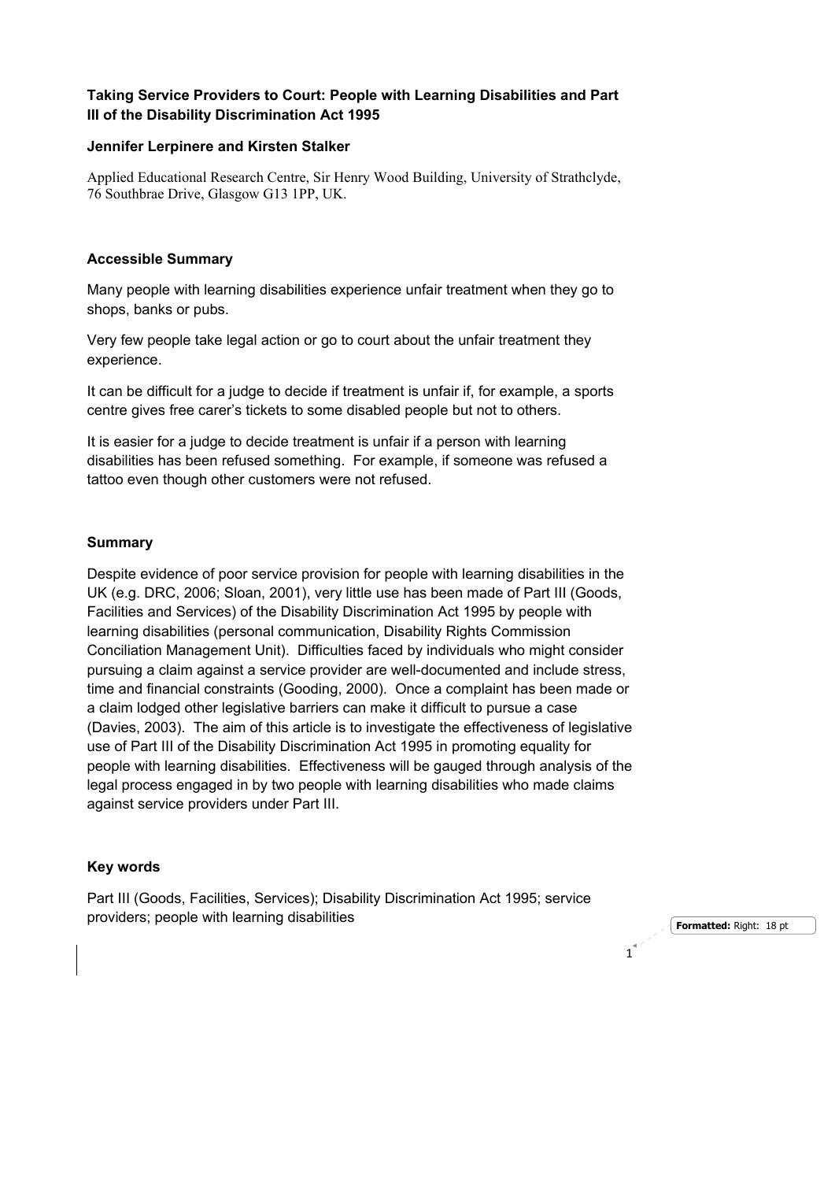# Taking Service Providers to Court: People with Learning Disabilities and Part III of the Disability Discrimination Act 1995

**Jennifer Lerpinere and Kirsten Stalker**

Applied Educational Research Centre, Sir Henry Wood Building, University of Strathclyde, 76 Southbrae Drive, Glasgow G13 1PP, UK.

## Accessible Summary

Many people with learning disabilities experience unfair treatment when they go to shops, banks or pubs.

Very few people take legal action or go to court about the unfair treatment they experience.

It can be difficult for a judge to decide if treatment is unfair if, for example, a sports centre gives free carer's tickets to some disabled people but not to others.

It is easier for a judge to decide treatment is unfair if a person with learning disabilities has been refused something. For example, if someone was refused a tattoo even though other customers were not refused.

## Summary

Despite evidence of poor service provision for people with learning disabilities in the UK (e.g. DRC, 2006; Sloan, 2001), very little use has been made of Part III (Goods, Facilities and Services) of the Disability Discrimination Act 1995 by people with learning disabilities (personal communication, Disability Rights Commission Conciliation Management Unit). Difficulties faced by individuals who might consider pursuing a claim against a service provider are well-documented and include stress, time and financial constraints (Gooding, 2000). Once a complaint has been made or a claim lodged other legislative barriers can make it difficult to pursue a case (Davies, 2003). The aim of this article is to investigate the effectiveness of legislative use of Part III of the Disability Discrimination Act 1995 in promoting equality for people with learning disabilities. Effectiveness will be gauged through analysis of the legal process engaged in by two people with learning disabilities who made claims against service providers under Part III.

## Key words

Part III (Goods, Facilities, Services); Disability Discrimination Act 1995; service providers; people with learning disabilities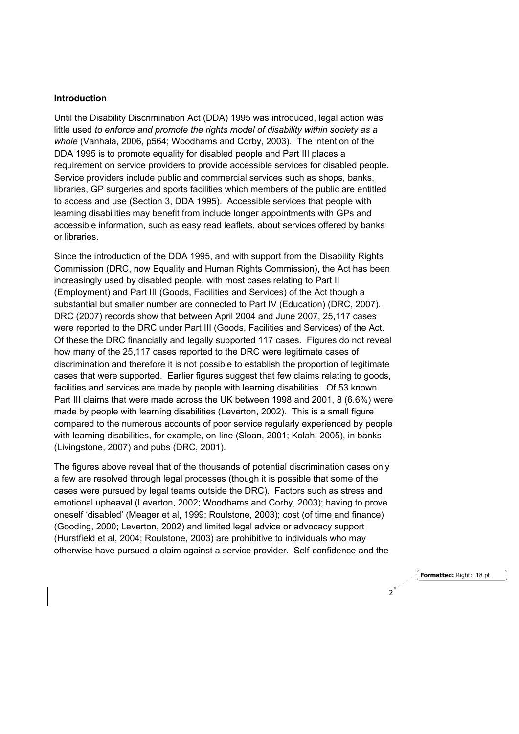**Introduction**

Until the Disability Discrimination Act (DDA) 1995 was introduced, legal action was little used *to enforce and promote the rights model of disability within society as a whole* (Vanhala, 2006, p564; Woodhams and Corby, 2003). The intention of the DDA 1995 is to promote equality for disabled people and Part III places a requirement on service providers to provide accessible services for disabled people. Service providers include public and commercial services such as shops, banks, libraries, GP surgeries and sports facilities which members of the public are entitled to access and use (Section 3, DDA 1995). Accessible services that people with learning disabilities may benefit from include longer appointments with GPs and accessible information, such as easy read leaflets, about services offered by banks or libraries.

Since the introduction of the DDA 1995, and with support from the Disability Rights Commission (DRC, now Equality and Human Rights Commission), the Act has been increasingly used by disabled people, with most cases relating to Part II (Employment) and Part III (Goods, Facilities and Services) of the Act though a substantial but smaller number are connected to Part IV (Education) (DRC, 2007). DRC (2007) records show that between April 2004 and June 2007, 25,117 cases were reported to the DRC under Part III (Goods, Facilities and Services) of the Act. Of these the DRC financially and legally supported 117 cases. Figures do not reveal how many of the 25,117 cases reported to the DRC were legitimate cases of discrimination and therefore it is not possible to establish the proportion of legitimate cases that were supported. Earlier figures suggest that few claims relating to goods, facilities and services are made by people with learning disabilities. Of 53 known Part III claims that were made across the UK between 1998 and 2001, 8 (6.6%) were made by people with learning disabilities (Leverton, 2002). This is a small figure compared to the numerous accounts of poor service regularly experienced by people with learning disabilities, for example, on-line (Sloan, 2001; Kolah, 2005), in banks (Livingstone, 2007) and pubs (DRC, 2001).

The figures above reveal that of the thousands of potential discrimination cases only a few are resolved through legal processes (though it is possible that some of the cases were pursued by legal teams outside the DRC). Factors such as stress and emotional upheaval (Leverton, 2002; Woodhams and Corby, 2003); having to prove oneself 'disabled' (Meager et al, 1999; Roulstone, 2003); cost (of time and finance) (Gooding, 2000; Leverton, 2002) and limited legal advice or advocacy support (Hurstfield et al, 2004; Roulstone, 2003) are prohibitive to individuals who may otherwise have pursued a claim against a service provider. Self-confidence and the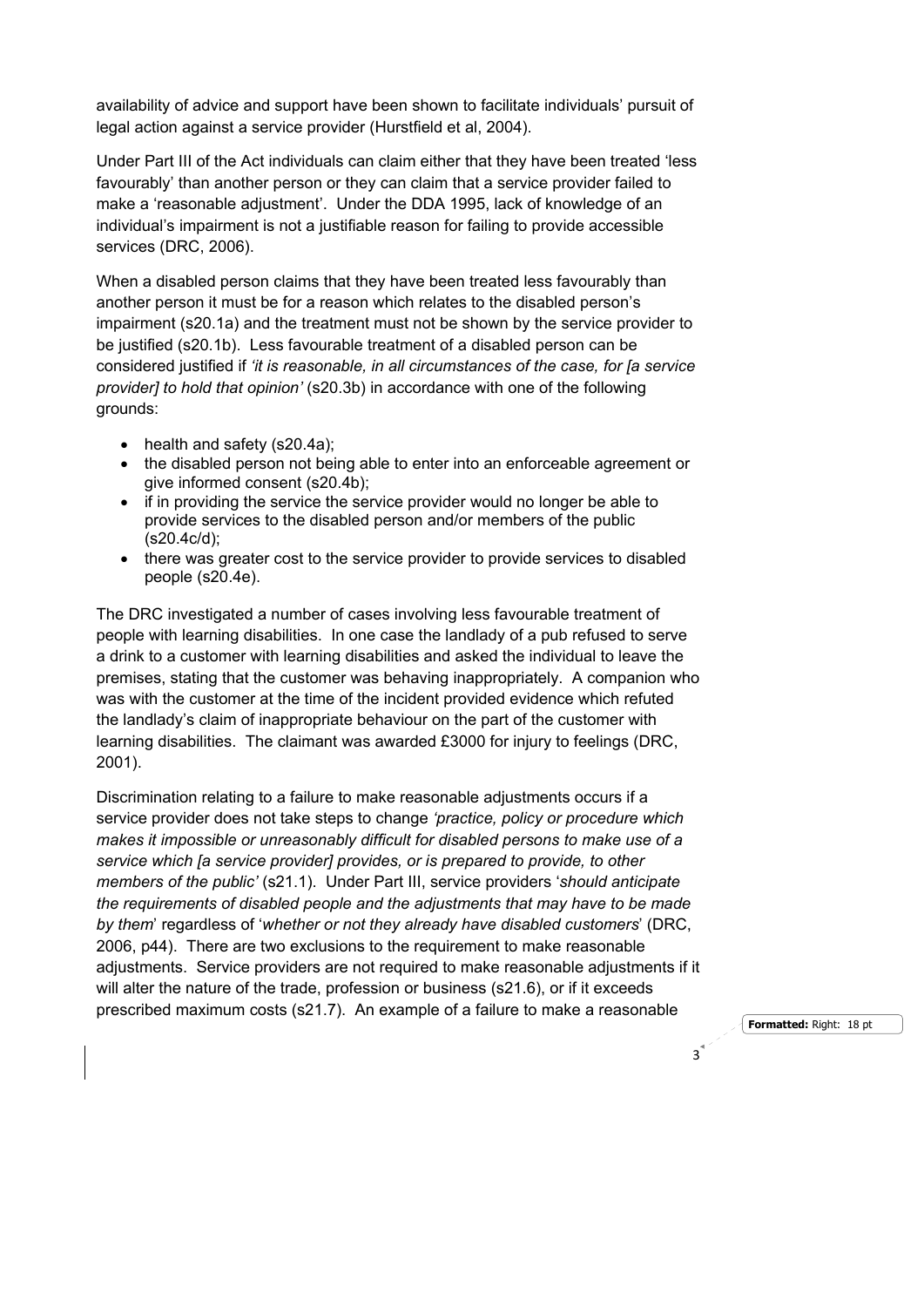availability of advice and support have been shown to facilitate individuals' pursuit of legal action against a service provider (Hurstfield et al, 2004).

Under Part III of the Act individuals can claim either that they have been treated 'less favourably' than another person or they can claim that a service provider failed to make a 'reasonable adjustment'. Under the DDA 1995, lack of knowledge of an individual's impairment is not a justifiable reason for failing to provide accessible services (DRC, 2006).

When a disabled person claims that they have been treated less favourably than another person it must be for a reason which relates to the disabled person's impairment (s20.1a) and the treatment must not be shown by the service provider to be justified (s20.1b). Less favourable treatment of a disabled person can be considered justified if *'it is reasonable, in all circumstances of the case, for [a service provider] to hold that opinion'* (s20.3b) in accordance with one of the following grounds:

- health and safety (s20.4a);
- the disabled person not being able to enter into an enforceable agreement or give informed consent (s20.4b);
- if in providing the service the service provider would no longer be able to provide services to the disabled person and/or members of the public (s20.4c/d);
- there was greater cost to the service provider to provide services to disabled people (s20.4e).

The DRC investigated a number of cases involving less favourable treatment of people with learning disabilities. In one case the landlady of a pub refused to serve a drink to a customer with learning disabilities and asked the individual to leave the premises, stating that the customer was behaving inappropriately. A companion who was with the customer at the time of the incident provided evidence which refuted the landlady's claim of inappropriate behaviour on the part of the customer with learning disabilities. The claimant was awarded £3000 for injury to feelings (DRC, 2001).

Discrimination relating to a failure to make reasonable adjustments occurs if a service provider does not take steps to change *'practice, policy or procedure which makes it impossible or unreasonably difficult for disabled persons to make use of a service which [a service provider] provides, or is prepared to provide, to other members of the public'* (s21.1). Under Part III, service providers '*should anticipate the requirements of disabled people and the adjustments that may have to be made by them*' regardless of '*whether or not they already have disabled customers*' (DRC, 2006, p44). There are two exclusions to the requirement to make reasonable adjustments. Service providers are not required to make reasonable adjustments if it will alter the nature of the trade, profession or business (s21.6), or if it exceeds prescribed maximum costs (s21.7). An example of a failure to make a reasonable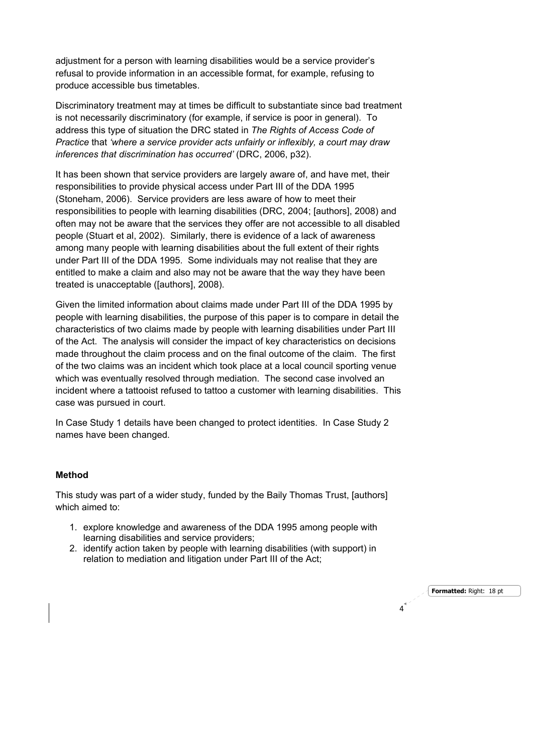adjustment for a person with learning disabilities would be a service provider's refusal to provide information in an accessible format, for example, refusing to produce accessible bus timetables.

Discriminatory treatment may at times be difficult to substantiate since bad treatment is not necessarily discriminatory (for example, if service is poor in general). To address this type of situation the DRC stated in *The Rights of Access Code of Practice* that *'where a service provider acts unfairly or inflexibly, a court may draw inferences that discrimination has occurred'* (DRC, 2006, p32).

It has been shown that service providers are largely aware of, and have met, their responsibilities to provide physical access under Part III of the DDA 1995 (Stoneham, 2006). Service providers are less aware of how to meet their responsibilities to people with learning disabilities (DRC, 2004; [authors], 2008) and often may not be aware that the services they offer are not accessible to all disabled people (Stuart et al, 2002). Similarly, there is evidence of a lack of awareness among many people with learning disabilities about the full extent of their rights under Part III of the DDA 1995. Some individuals may not realise that they are entitled to make a claim and also may not be aware that the way they have been treated is unacceptable ([authors], 2008).

Given the limited information about claims made under Part III of the DDA 1995 by people with learning disabilities, the purpose of this paper is to compare in detail the characteristics of two claims made by people with learning disabilities under Part III of the Act. The analysis will consider the impact of key characteristics on decisions made throughout the claim process and on the final outcome of the claim. The first of the two claims was an incident which took place at a local council sporting venue which was eventually resolved through mediation. The second case involved an incident where a tattooist refused to tattoo a customer with learning disabilities. This case was pursued in court.

In Case Study 1 details have been changed to protect identities. In Case Study 2 names have been changed.

**Method**

This study was part of a wider study, funded by the Baily Thomas Trust, [authors] which aimed to:

1. explore knowledge and awareness of the DDA 1995 among people with learning disabilities and service providers;
2. identify action taken by people with learning disabilities (with support) in relation to mediation and litigation under Part III of the Act;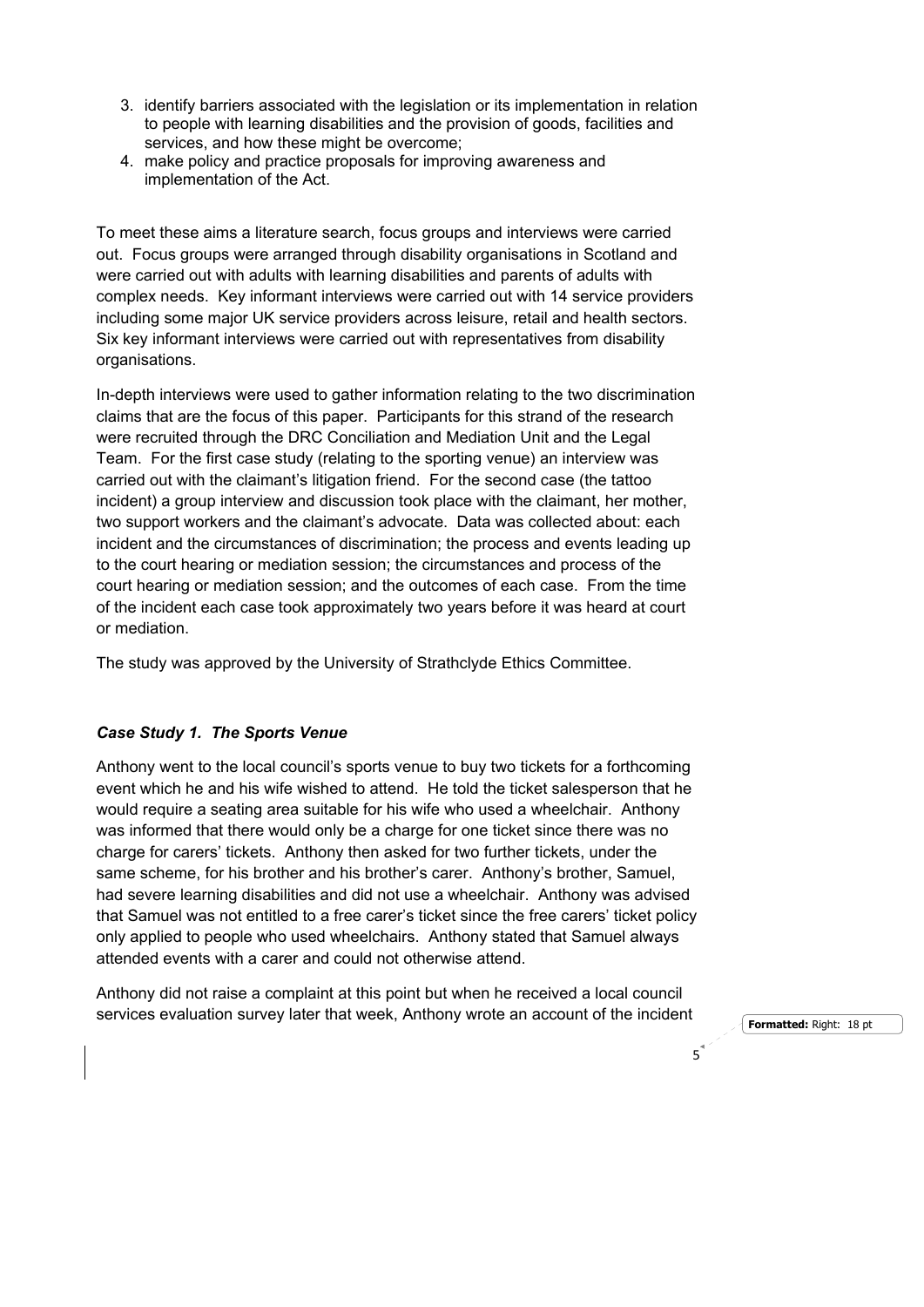3. identify barriers associated with the legislation or its implementation in relation to people with learning disabilities and the provision of goods, facilities and services, and how these might be overcome;
4. make policy and practice proposals for improving awareness and implementation of the Act.

To meet these aims a literature search, focus groups and interviews were carried out. Focus groups were arranged through disability organisations in Scotland and were carried out with adults with learning disabilities and parents of adults with complex needs. Key informant interviews were carried out with 14 service providers including some major UK service providers across leisure, retail and health sectors. Six key informant interviews were carried out with representatives from disability organisations.

In-depth interviews were used to gather information relating to the two discrimination claims that are the focus of this paper. Participants for this strand of the research were recruited through the DRC Conciliation and Mediation Unit and the Legal Team. For the first case study (relating to the sporting venue) an interview was carried out with the claimant's litigation friend. For the second case (the tattoo incident) a group interview and discussion took place with the claimant, her mother, two support workers and the claimant's advocate. Data was collected about: each incident and the circumstances of discrimination; the process and events leading up to the court hearing or mediation session; the circumstances and process of the court hearing or mediation session; and the outcomes of each case. From the time of the incident each case took approximately two years before it was heard at court or mediation.

The study was approved by the University of Strathclyde Ethics Committee.

### *Case Study 1. The Sports Venue*

Anthony went to the local council's sports venue to buy two tickets for a forthcoming event which he and his wife wished to attend. He told the ticket salesperson that he would require a seating area suitable for his wife who used a wheelchair. Anthony was informed that there would only be a charge for one ticket since there was no charge for carers' tickets. Anthony then asked for two further tickets, under the same scheme, for his brother and his brother's carer. Anthony's brother, Samuel, had severe learning disabilities and did not use a wheelchair. Anthony was advised that Samuel was not entitled to a free carer's ticket since the free carers' ticket policy only applied to people who used wheelchairs. Anthony stated that Samuel always attended events with a carer and could not otherwise attend.

Anthony did not raise a complaint at this point but when he received a local council services evaluation survey later that week, Anthony wrote an account of the incident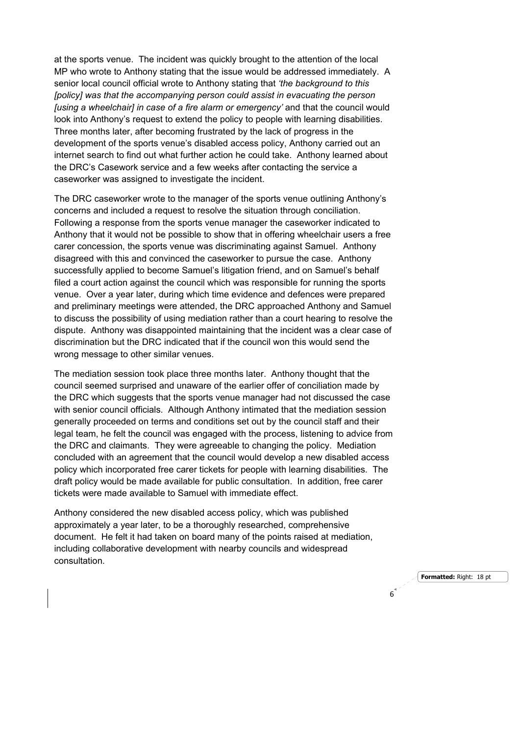at the sports venue. The incident was quickly brought to the attention of the local MP who wrote to Anthony stating that the issue would be addressed immediately. A senior local council official wrote to Anthony stating that *'the background to this [policy] was that the accompanying person could assist in evacuating the person [using a wheelchair] in case of a fire alarm or emergency'* and that the council would look into Anthony's request to extend the policy to people with learning disabilities. Three months later, after becoming frustrated by the lack of progress in the development of the sports venue's disabled access policy, Anthony carried out an internet search to find out what further action he could take. Anthony learned about the DRC's Casework service and a few weeks after contacting the service a caseworker was assigned to investigate the incident.

The DRC caseworker wrote to the manager of the sports venue outlining Anthony's concerns and included a request to resolve the situation through conciliation. Following a response from the sports venue manager the caseworker indicated to Anthony that it would not be possible to show that in offering wheelchair users a free carer concession, the sports venue was discriminating against Samuel. Anthony disagreed with this and convinced the caseworker to pursue the case. Anthony successfully applied to become Samuel's litigation friend, and on Samuel's behalf filed a court action against the council which was responsible for running the sports venue. Over a year later, during which time evidence and defences were prepared and preliminary meetings were attended, the DRC approached Anthony and Samuel to discuss the possibility of using mediation rather than a court hearing to resolve the dispute. Anthony was disappointed maintaining that the incident was a clear case of discrimination but the DRC indicated that if the council won this would send the wrong message to other similar venues.

The mediation session took place three months later. Anthony thought that the council seemed surprised and unaware of the earlier offer of conciliation made by the DRC which suggests that the sports venue manager had not discussed the case with senior council officials. Although Anthony intimated that the mediation session generally proceeded on terms and conditions set out by the council staff and their legal team, he felt the council was engaged with the process, listening to advice from the DRC and claimants. They were agreeable to changing the policy. Mediation concluded with an agreement that the council would develop a new disabled access policy which incorporated free carer tickets for people with learning disabilities. The draft policy would be made available for public consultation. In addition, free carer tickets were made available to Samuel with immediate effect.

Anthony considered the new disabled access policy, which was published approximately a year later, to be a thoroughly researched, comprehensive document. He felt it had taken on board many of the points raised at mediation, including collaborative development with nearby councils and widespread consultation.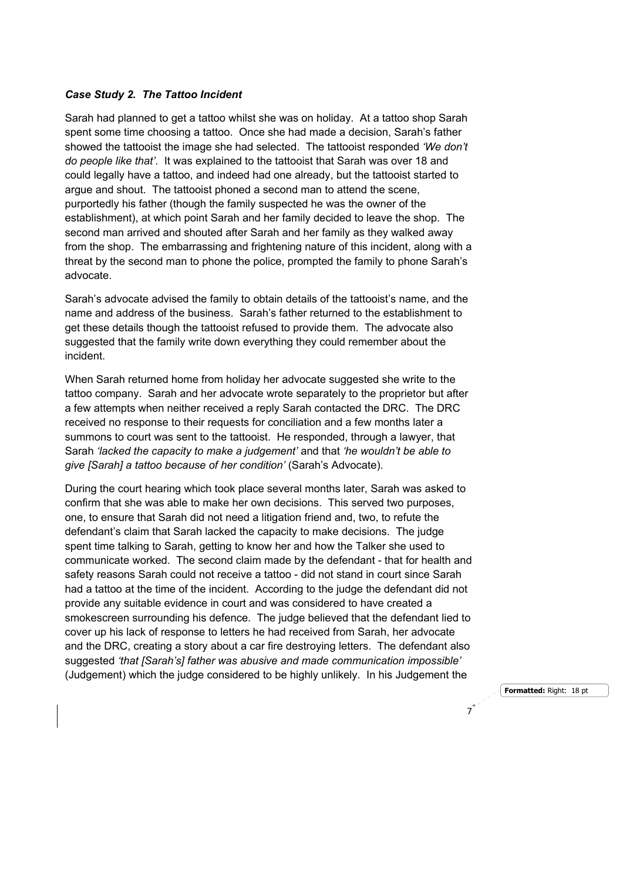### *Case Study 2. The Tattoo Incident*

Sarah had planned to get a tattoo whilst she was on holiday. At a tattoo shop Sarah spent some time choosing a tattoo. Once she had made a decision, Sarah's father showed the tattooist the image she had selected. The tattooist responded *'We don't do people like that'*. It was explained to the tattooist that Sarah was over 18 and could legally have a tattoo, and indeed had one already, but the tattooist started to argue and shout. The tattooist phoned a second man to attend the scene, purportedly his father (though the family suspected he was the owner of the establishment), at which point Sarah and her family decided to leave the shop. The second man arrived and shouted after Sarah and her family as they walked away from the shop. The embarrassing and frightening nature of this incident, along with a threat by the second man to phone the police, prompted the family to phone Sarah's advocate.

Sarah's advocate advised the family to obtain details of the tattooist's name, and the name and address of the business. Sarah's father returned to the establishment to get these details though the tattooist refused to provide them. The advocate also suggested that the family write down everything they could remember about the incident.

When Sarah returned home from holiday her advocate suggested she write to the tattoo company. Sarah and her advocate wrote separately to the proprietor but after a few attempts when neither received a reply Sarah contacted the DRC. The DRC received no response to their requests for conciliation and a few months later a summons to court was sent to the tattooist. He responded, through a lawyer, that Sarah *'lacked the capacity to make a judgement'* and that *'he wouldn't be able to give [Sarah] a tattoo because of her condition'* (Sarah's Advocate).

During the court hearing which took place several months later, Sarah was asked to confirm that she was able to make her own decisions. This served two purposes, one, to ensure that Sarah did not need a litigation friend and, two, to refute the defendant's claim that Sarah lacked the capacity to make decisions. The judge spent time talking to Sarah, getting to know her and how the Talker she used to communicate worked. The second claim made by the defendant - that for health and safety reasons Sarah could not receive a tattoo - did not stand in court since Sarah had a tattoo at the time of the incident. According to the judge the defendant did not provide any suitable evidence in court and was considered to have created a smokescreen surrounding his defence. The judge believed that the defendant lied to cover up his lack of response to letters he had received from Sarah, her advocate and the DRC, creating a story about a car fire destroying letters. The defendant also suggested *'that [Sarah's] father was abusive and made communication impossible'* (Judgement) which the judge considered to be highly unlikely. In his Judgement the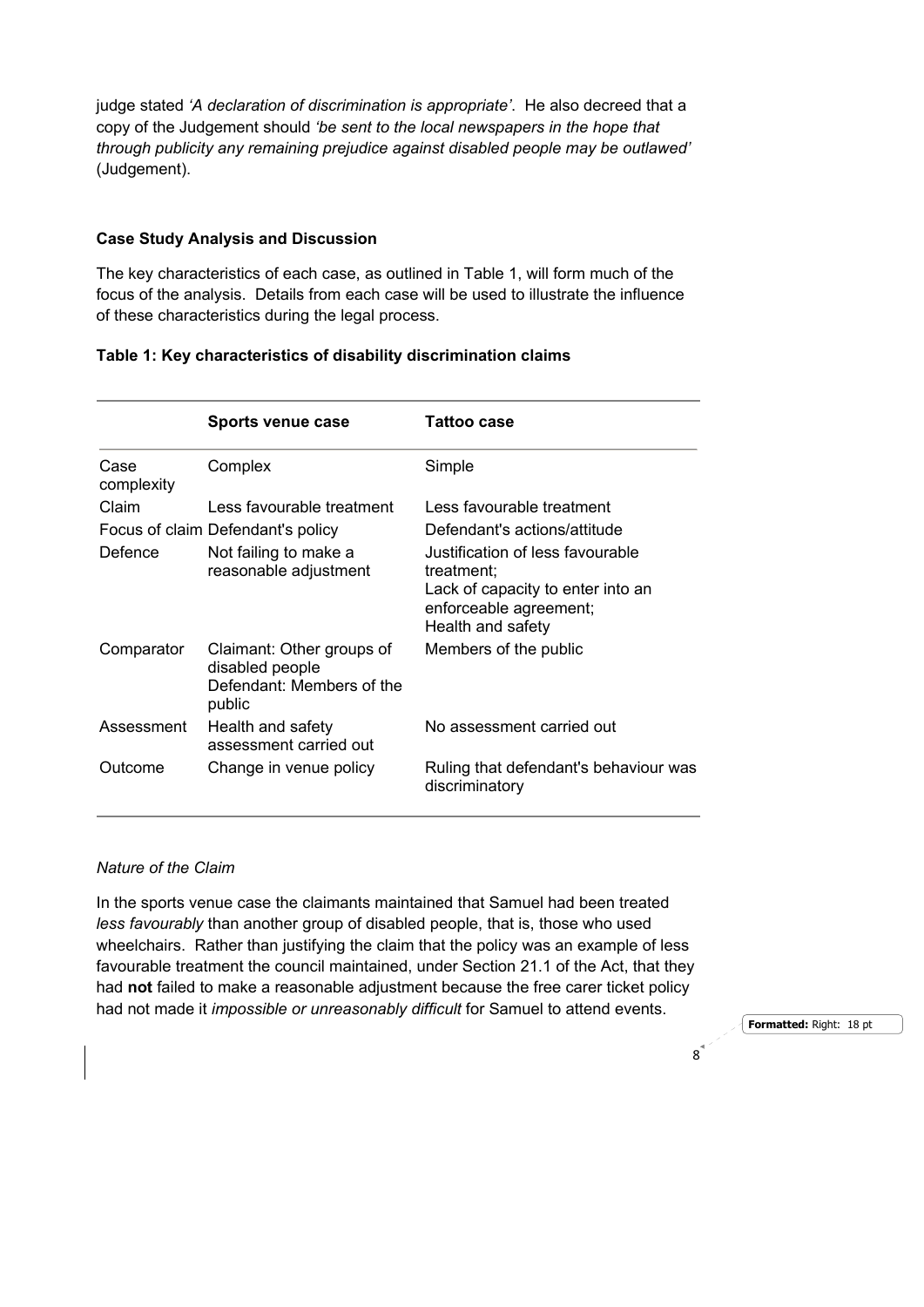judge stated *'A declaration of discrimination is appropriate'*. He also decreed that a copy of the Judgement should *'be sent to the local newspapers in the hope that through publicity any remaining prejudice against disabled people may be outlawed'* (Judgement).

**Case Study Analysis and Discussion**

The key characteristics of each case, as outlined in Table 1, will form much of the focus of the analysis. Details from each case will be used to illustrate the influence of these characteristics during the legal process.

**Table 1: Key characteristics of disability discrimination claims**

| | Sports venue case | Tattoo case |
|---|---|---|
| Case complexity | Complex | Simple |
| Claim | Less favourable treatment | Less favourable treatment |
| Focus of claim | Defendant's policy | Defendant's actions/attitude |
| Defence | Not failing to make a reasonable adjustment | Justification of less favourable treatment; Lack of capacity to enter into an enforceable agreement; Health and safety |
| Comparator | Claimant: Other groups of disabled people Defendant: Members of the public | Members of the public |
| Assessment | Health and safety assessment carried out | No assessment carried out |
| Outcome | Change in venue policy | Ruling that defendant's behaviour was discriminatory |

*Nature of the Claim*

In the sports venue case the claimants maintained that Samuel had been treated *less favourably* than another group of disabled people, that is, those who used wheelchairs. Rather than justifying the claim that the policy was an example of less favourable treatment the council maintained, under Section 21.1 of the Act, that they had **not** failed to make a reasonable adjustment because the free carer ticket policy had not made it *impossible or unreasonably difficult* for Samuel to attend events.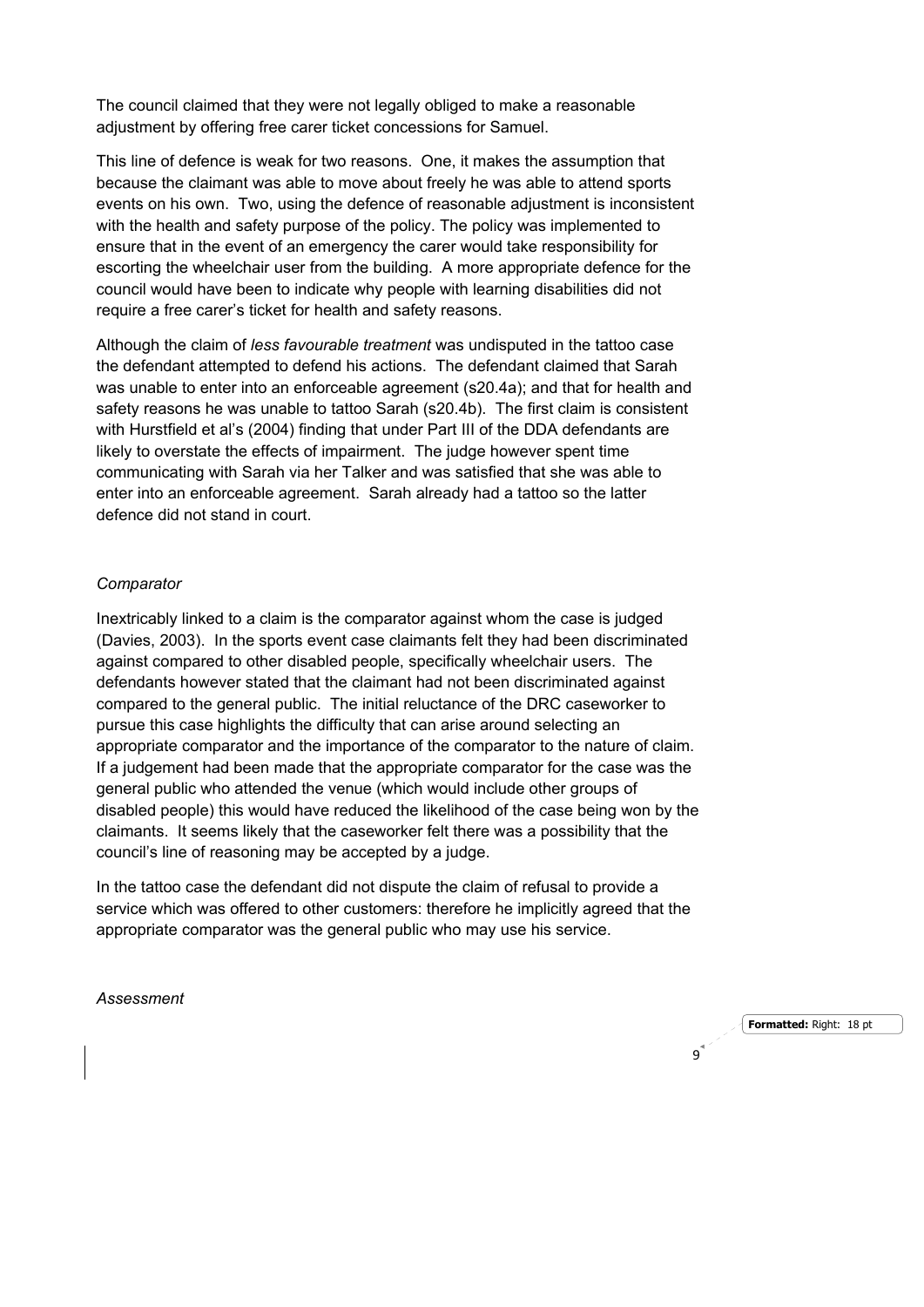The council claimed that they were not legally obliged to make a reasonable adjustment by offering free carer ticket concessions for Samuel.

This line of defence is weak for two reasons. One, it makes the assumption that because the claimant was able to move about freely he was able to attend sports events on his own. Two, using the defence of reasonable adjustment is inconsistent with the health and safety purpose of the policy. The policy was implemented to ensure that in the event of an emergency the carer would take responsibility for escorting the wheelchair user from the building. A more appropriate defence for the council would have been to indicate why people with learning disabilities did not require a free carer's ticket for health and safety reasons.

Although the claim of *less favourable treatment* was undisputed in the tattoo case the defendant attempted to defend his actions. The defendant claimed that Sarah was unable to enter into an enforceable agreement (s20.4a); and that for health and safety reasons he was unable to tattoo Sarah (s20.4b). The first claim is consistent with Hurstfield et al's (2004) finding that under Part III of the DDA defendants are likely to overstate the effects of impairment. The judge however spent time communicating with Sarah via her Talker and was satisfied that she was able to enter into an enforceable agreement. Sarah already had a tattoo so the latter defence did not stand in court.

*Comparator*

Inextricably linked to a claim is the comparator against whom the case is judged (Davies, 2003). In the sports event case claimants felt they had been discriminated against compared to other disabled people, specifically wheelchair users. The defendants however stated that the claimant had not been discriminated against compared to the general public. The initial reluctance of the DRC caseworker to pursue this case highlights the difficulty that can arise around selecting an appropriate comparator and the importance of the comparator to the nature of claim. If a judgement had been made that the appropriate comparator for the case was the general public who attended the venue (which would include other groups of disabled people) this would have reduced the likelihood of the case being won by the claimants. It seems likely that the caseworker felt there was a possibility that the council's line of reasoning may be accepted by a judge.

In the tattoo case the defendant did not dispute the claim of refusal to provide a service which was offered to other customers: therefore he implicitly agreed that the appropriate comparator was the general public who may use his service.

*Assessment*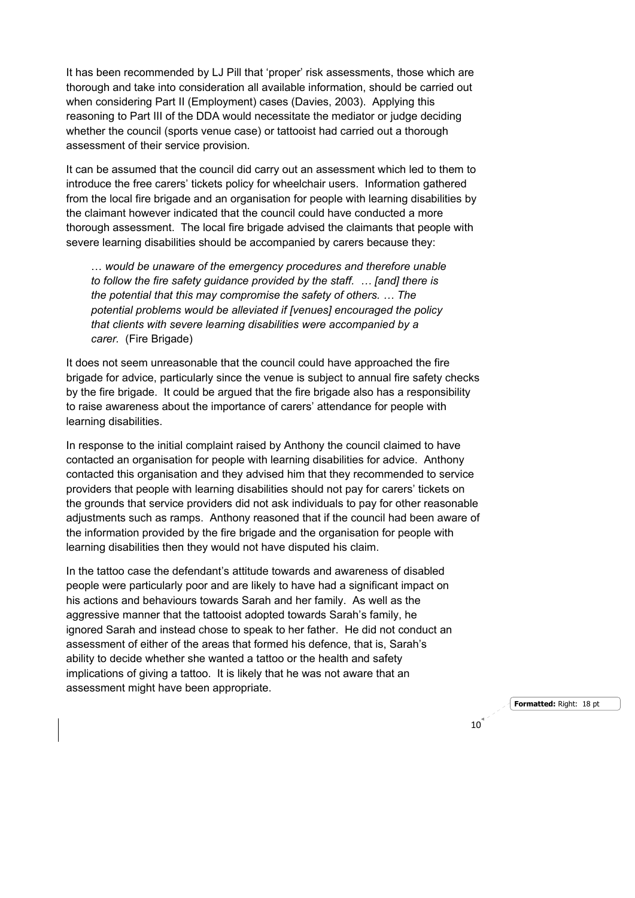It has been recommended by LJ Pill that 'proper' risk assessments, those which are thorough and take into consideration all available information, should be carried out when considering Part II (Employment) cases (Davies, 2003). Applying this reasoning to Part III of the DDA would necessitate the mediator or judge deciding whether the council (sports venue case) or tattooist had carried out a thorough assessment of their service provision.

It can be assumed that the council did carry out an assessment which led to them to introduce the free carers' tickets policy for wheelchair users. Information gathered from the local fire brigade and an organisation for people with learning disabilities by the claimant however indicated that the council could have conducted a more thorough assessment. The local fire brigade advised the claimants that people with severe learning disabilities should be accompanied by carers because they:

> … *would be unaware of the emergency procedures and therefore unable to follow the fire safety guidance provided by the staff. … [and] there is the potential that this may compromise the safety of others. … The potential problems would be alleviated if [venues] encouraged the policy that clients with severe learning disabilities were accompanied by a carer.* (Fire Brigade)

It does not seem unreasonable that the council could have approached the fire brigade for advice, particularly since the venue is subject to annual fire safety checks by the fire brigade. It could be argued that the fire brigade also has a responsibility to raise awareness about the importance of carers' attendance for people with learning disabilities.

In response to the initial complaint raised by Anthony the council claimed to have contacted an organisation for people with learning disabilities for advice. Anthony contacted this organisation and they advised him that they recommended to service providers that people with learning disabilities should not pay for carers' tickets on the grounds that service providers did not ask individuals to pay for other reasonable adjustments such as ramps. Anthony reasoned that if the council had been aware of the information provided by the fire brigade and the organisation for people with learning disabilities then they would not have disputed his claim.

In the tattoo case the defendant's attitude towards and awareness of disabled people were particularly poor and are likely to have had a significant impact on his actions and behaviours towards Sarah and her family. As well as the aggressive manner that the tattooist adopted towards Sarah's family, he ignored Sarah and instead chose to speak to her father. He did not conduct an assessment of either of the areas that formed his defence, that is, Sarah's ability to decide whether she wanted a tattoo or the health and safety implications of giving a tattoo. It is likely that he was not aware that an assessment might have been appropriate.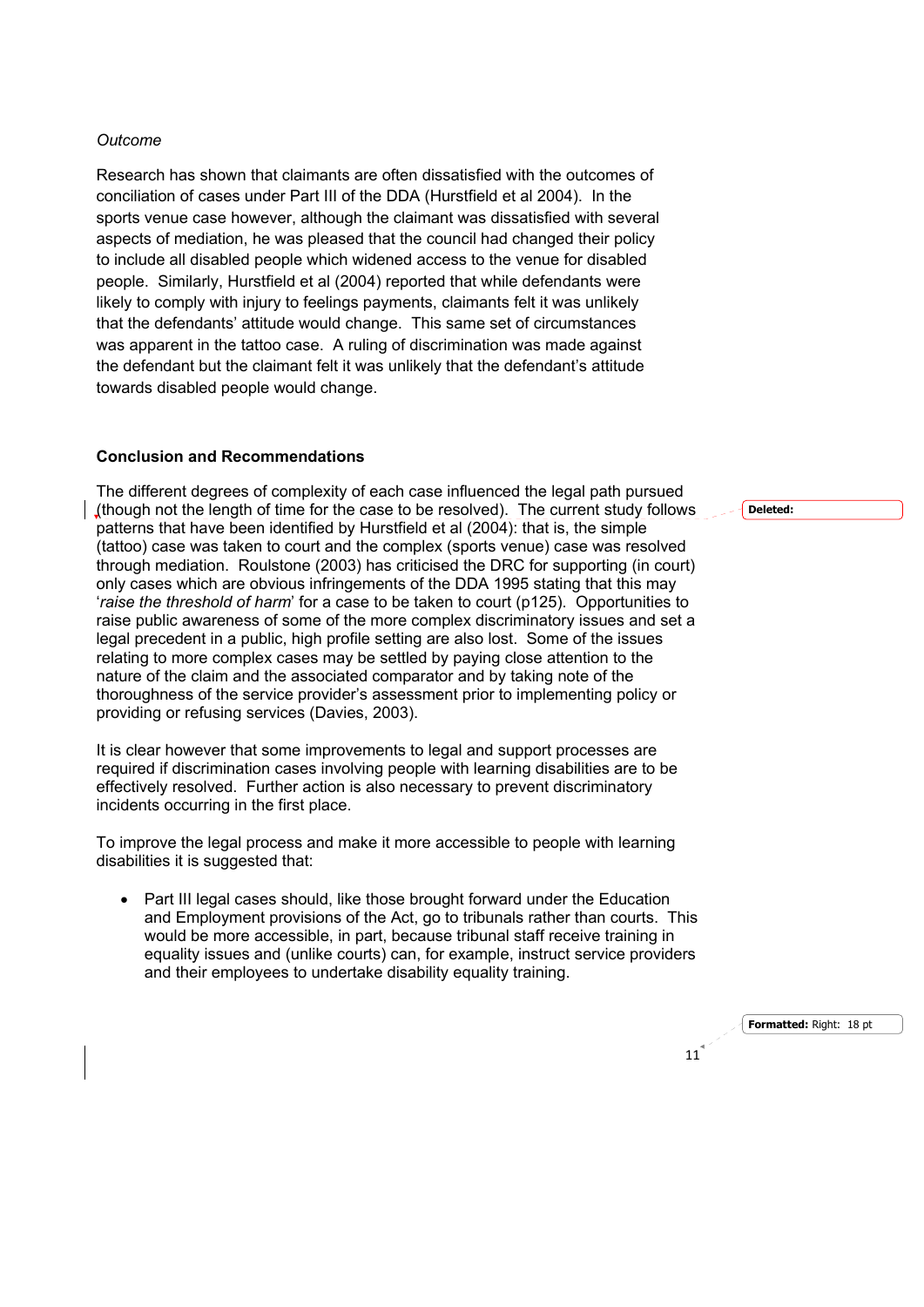*Outcome*

Research has shown that claimants are often dissatisfied with the outcomes of conciliation of cases under Part III of the DDA (Hurstfield et al 2004). In the sports venue case however, although the claimant was dissatisfied with several aspects of mediation, he was pleased that the council had changed their policy to include all disabled people which widened access to the venue for disabled people. Similarly, Hurstfield et al (2004) reported that while defendants were likely to comply with injury to feelings payments, claimants felt it was unlikely that the defendants' attitude would change. This same set of circumstances was apparent in the tattoo case. A ruling of discrimination was made against the defendant but the claimant felt it was unlikely that the defendant's attitude towards disabled people would change.

## Conclusion and Recommendations

The different degrees of complexity of each case influenced the legal path pursued (though not the length of time for the case to be resolved). The current study follows patterns that have been identified by Hurstfield et al (2004): that is, the simple (tattoo) case was taken to court and the complex (sports venue) case was resolved through mediation. Roulstone (2003) has criticised the DRC for supporting (in court) only cases which are obvious infringements of the DDA 1995 stating that this may '*raise the threshold of harm*' for a case to be taken to court (p125). Opportunities to raise public awareness of some of the more complex discriminatory issues and set a legal precedent in a public, high profile setting are also lost. Some of the issues relating to more complex cases may be settled by paying close attention to the nature of the claim and the associated comparator and by taking note of the thoroughness of the service provider's assessment prior to implementing policy or providing or refusing services (Davies, 2003).

It is clear however that some improvements to legal and support processes are required if discrimination cases involving people with learning disabilities are to be effectively resolved. Further action is also necessary to prevent discriminatory incidents occurring in the first place.

To improve the legal process and make it more accessible to people with learning disabilities it is suggested that:

- Part III legal cases should, like those brought forward under the Education and Employment provisions of the Act, go to tribunals rather than courts. This would be more accessible, in part, because tribunal staff receive training in equality issues and (unlike courts) can, for example, instruct service providers and their employees to undertake disability equality training.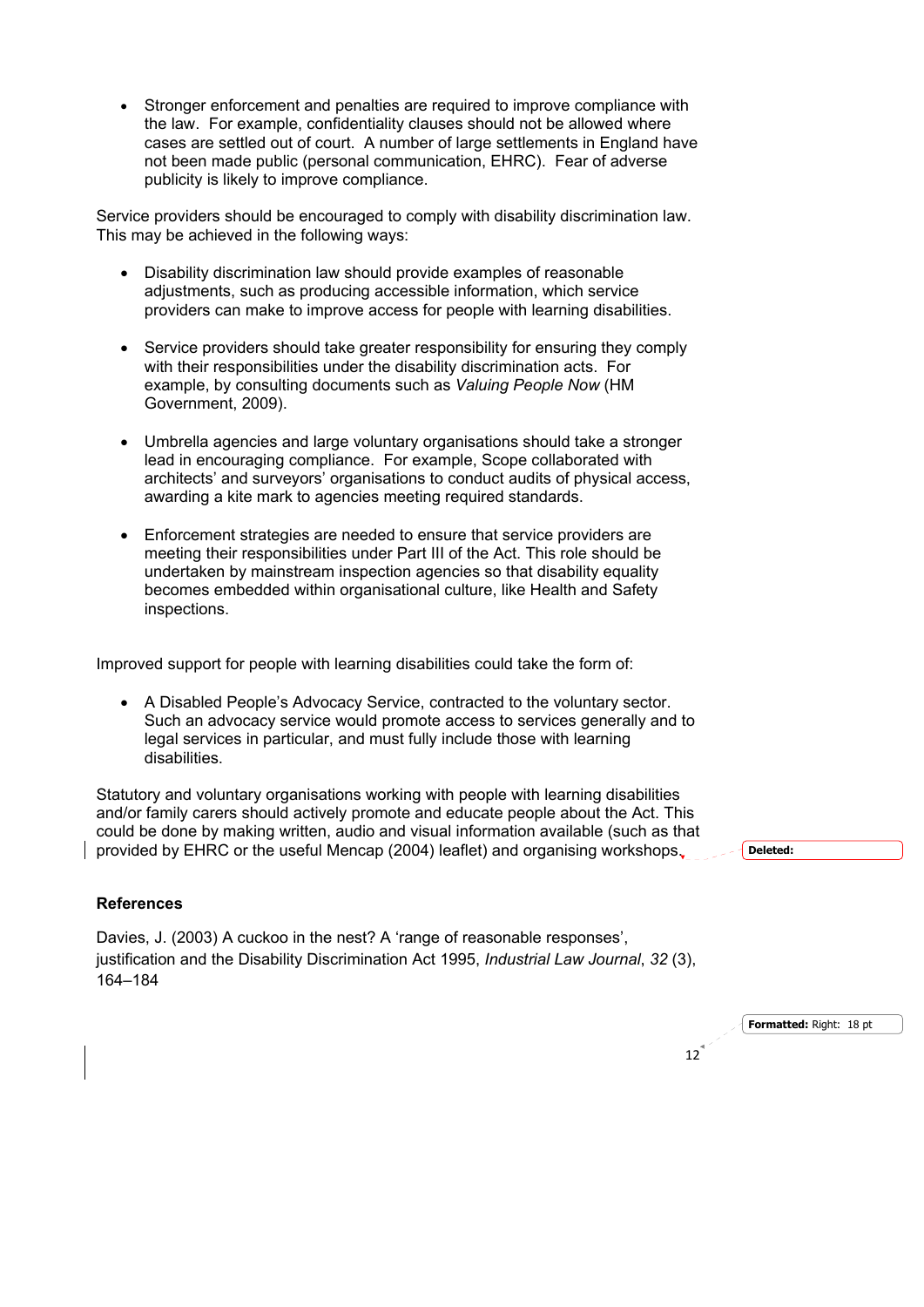- Stronger enforcement and penalties are required to improve compliance with the law. For example, confidentiality clauses should not be allowed where cases are settled out of court. A number of large settlements in England have not been made public (personal communication, EHRC). Fear of adverse publicity is likely to improve compliance.

Service providers should be encouraged to comply with disability discrimination law. This may be achieved in the following ways:

- Disability discrimination law should provide examples of reasonable adjustments, such as producing accessible information, which service providers can make to improve access for people with learning disabilities.

- Service providers should take greater responsibility for ensuring they comply with their responsibilities under the disability discrimination acts. For example, by consulting documents such as *Valuing People Now* (HM Government, 2009).

- Umbrella agencies and large voluntary organisations should take a stronger lead in encouraging compliance. For example, Scope collaborated with architects' and surveyors' organisations to conduct audits of physical access, awarding a kite mark to agencies meeting required standards.

- Enforcement strategies are needed to ensure that service providers are meeting their responsibilities under Part III of the Act. This role should be undertaken by mainstream inspection agencies so that disability equality becomes embedded within organisational culture, like Health and Safety inspections.

Improved support for people with learning disabilities could take the form of:

- A Disabled People's Advocacy Service, contracted to the voluntary sector. Such an advocacy service would promote access to services generally and to legal services in particular, and must fully include those with learning disabilities.

Statutory and voluntary organisations working with people with learning disabilities and/or family carers should actively promote and educate people about the Act. This could be done by making written, audio and visual information available (such as that provided by EHRC or the useful Mencap (2004) leaflet) and organising workshops.

## References

Davies, J. (2003) A cuckoo in the nest? A 'range of reasonable responses', justification and the Disability Discrimination Act 1995, *Industrial Law Journal*, *32* (3), 164–184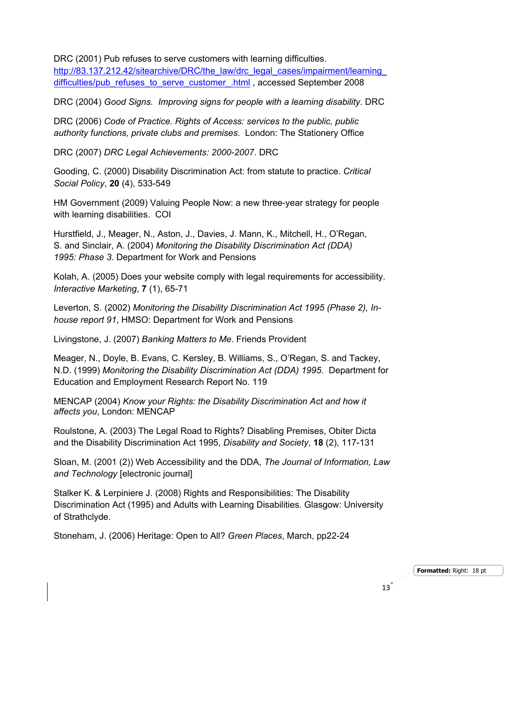DRC (2001) Pub refuses to serve customers with learning difficulties. http://83.137.212.42/sitearchive/DRC/the_law/drc_legal_cases/impairment/learning_difficulties/pub_refuses_to_serve_customer_.html , accessed September 2008

DRC (2004) *Good Signs. Improving signs for people with a learning disability*. DRC

DRC (2006) *Code of Practice. Rights of Access: services to the public, public authority functions, private clubs and premises*. London: The Stationery Office

DRC (2007) *DRC Legal Achievements: 2000-2007*. DRC

Gooding, C. (2000) Disability Discrimination Act: from statute to practice. *Critical Social Policy*, **20** (4), 533-549

HM Government (2009) Valuing People Now: a new three-year strategy for people with learning disabilities. COI

Hurstfield, J., Meager, N., Aston, J., Davies, J. Mann, K., Mitchell, H., O'Regan, S. and Sinclair, A. (2004) *Monitoring the Disability Discrimination Act (DDA) 1995: Phase 3.* Department for Work and Pensions

Kolah, A. (2005) Does your website comply with legal requirements for accessibility. *Interactive Marketing*, **7** (1), 65-71

Leverton, S. (2002) *Monitoring the Disability Discrimination Act 1995 (Phase 2), In-house report 91*, HMSO: Department for Work and Pensions

Livingstone, J. (2007) *Banking Matters to Me*. Friends Provident

Meager, N., Doyle, B. Evans, C. Kersley, B. Williams, S., O'Regan, S. and Tackey, N.D. (1999) *Monitoring the Disability Discrimination Act (DDA) 1995*. Department for Education and Employment Research Report No. 119

MENCAP (2004) *Know your Rights: the Disability Discrimination Act and how it affects you*, London: MENCAP

Roulstone, A. (2003) The Legal Road to Rights? Disabling Premises, Obiter Dicta and the Disability Discrimination Act 1995, *Disability and Society*, **18** (2), 117-131

Sloan, M. (2001 (2)) Web Accessibility and the DDA, *The Journal of Information, Law and Technology* [electronic journal]

Stalker K. & Lerpiniere J. (2008) Rights and Responsibilities: The Disability Discrimination Act (1995) and Adults with Learning Disabilities. Glasgow: University of Strathclyde.

Stoneham, J. (2006) Heritage: Open to All? *Green Places*, March, pp22-24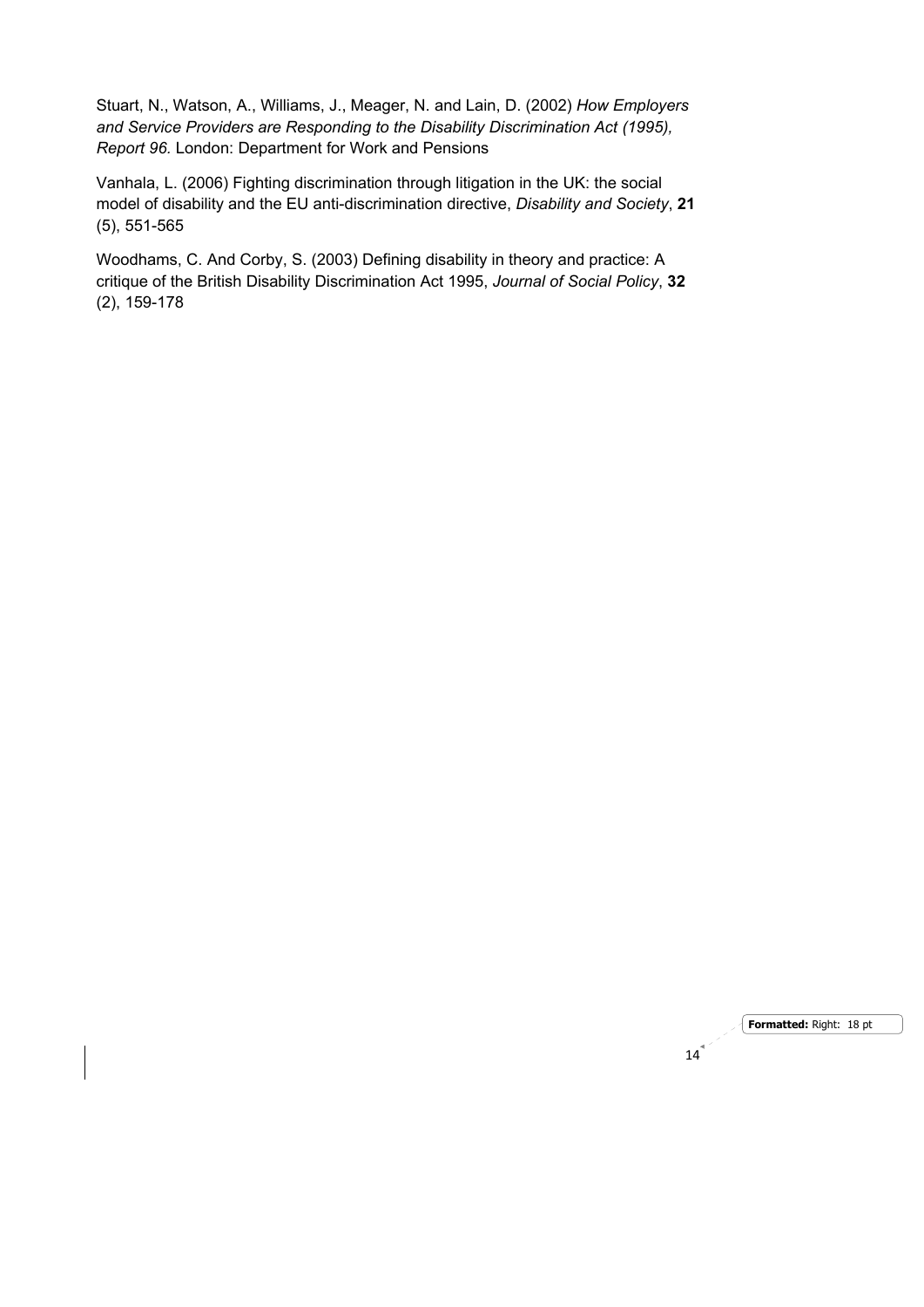Stuart, N., Watson, A., Williams, J., Meager, N. and Lain, D. (2002) *How Employers and Service Providers are Responding to the Disability Discrimination Act (1995), Report 96.* London: Department for Work and Pensions

Vanhala, L. (2006) Fighting discrimination through litigation in the UK: the social model of disability and the EU anti-discrimination directive, *Disability and Society*, **21** (5), 551-565

Woodhams, C. And Corby, S. (2003) Defining disability in theory and practice: A critique of the British Disability Discrimination Act 1995, *Journal of Social Policy*, **32** (2), 159-178